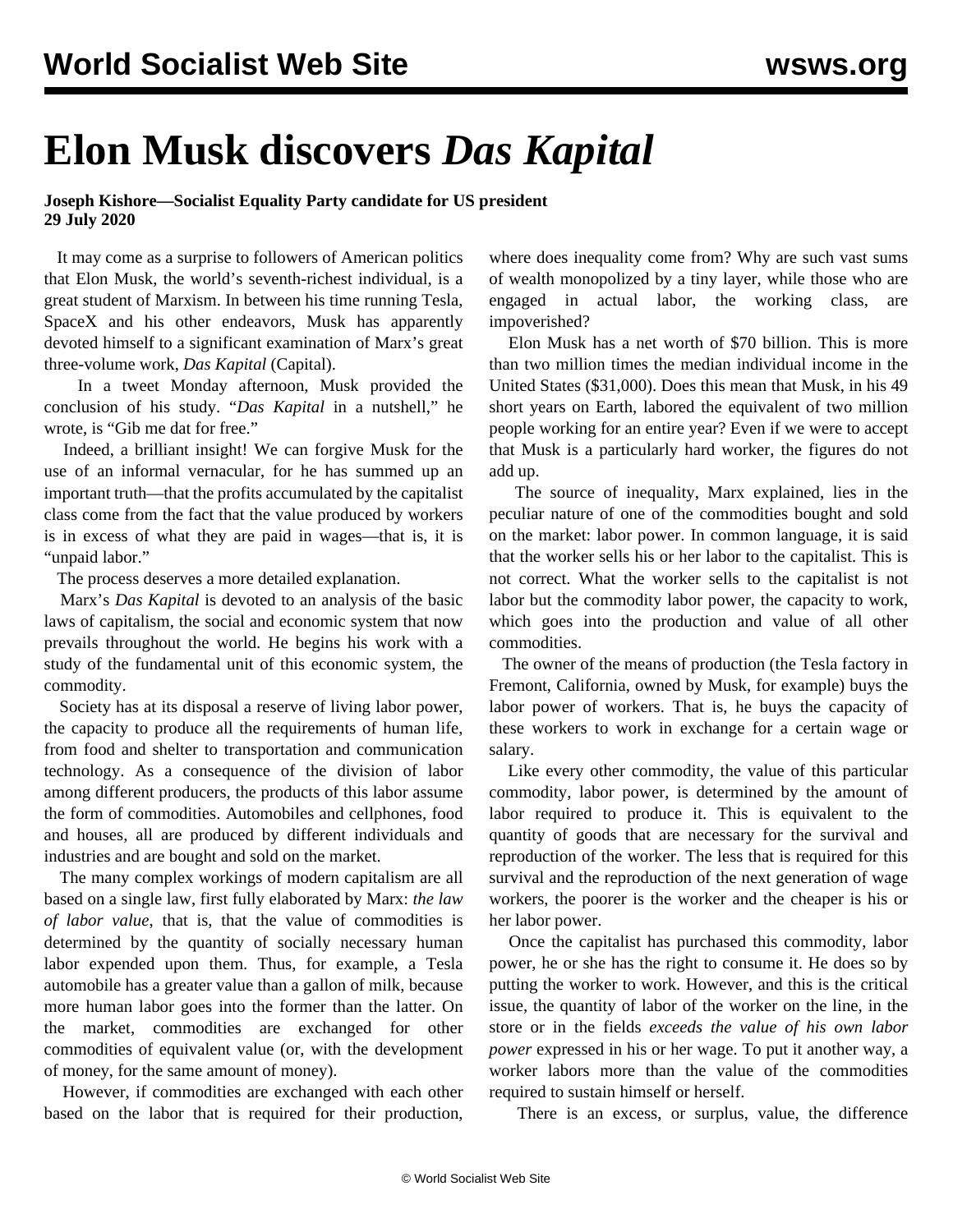# Elon Musk discovers *Das Kapital*

**Joseph Kishore—Socialist Equality Party candidate for US president**
**29 July 2020**

It may come as a surprise to followers of American politics that Elon Musk, the world's seventh-richest individual, is a great student of Marxism. In between his time running Tesla, SpaceX and his other endeavors, Musk has apparently devoted himself to a significant examination of Marx's great three-volume work, *Das Kapital* (Capital).

In a tweet Monday afternoon, Musk provided the conclusion of his study. "*Das Kapital* in a nutshell," he wrote, is "Gib me dat for free."

Indeed, a brilliant insight! We can forgive Musk for the use of an informal vernacular, for he has summed up an important truth—that the profits accumulated by the capitalist class come from the fact that the value produced by workers is in excess of what they are paid in wages—that is, it is "unpaid labor."

The process deserves a more detailed explanation.

Marx's *Das Kapital* is devoted to an analysis of the basic laws of capitalism, the social and economic system that now prevails throughout the world. He begins his work with a study of the fundamental unit of this economic system, the commodity.

Society has at its disposal a reserve of living labor power, the capacity to produce all the requirements of human life, from food and shelter to transportation and communication technology. As a consequence of the division of labor among different producers, the products of this labor assume the form of commodities. Automobiles and cellphones, food and houses, all are produced by different individuals and industries and are bought and sold on the market.

The many complex workings of modern capitalism are all based on a single law, first fully elaborated by Marx: *the law of labor value*, that is, that the value of commodities is determined by the quantity of socially necessary human labor expended upon them. Thus, for example, a Tesla automobile has a greater value than a gallon of milk, because more human labor goes into the former than the latter. On the market, commodities are exchanged for other commodities of equivalent value (or, with the development of money, for the same amount of money).

However, if commodities are exchanged with each other based on the labor that is required for their production, where does inequality come from? Why are such vast sums of wealth monopolized by a tiny layer, while those who are engaged in actual labor, the working class, are impoverished?

Elon Musk has a net worth of $70 billion. This is more than two million times the median individual income in the United States ($31,000). Does this mean that Musk, in his 49 short years on Earth, labored the equivalent of two million people working for an entire year? Even if we were to accept that Musk is a particularly hard worker, the figures do not add up.

The source of inequality, Marx explained, lies in the peculiar nature of one of the commodities bought and sold on the market: labor power. In common language, it is said that the worker sells his or her labor to the capitalist. This is not correct. What the worker sells to the capitalist is not labor but the commodity labor power, the capacity to work, which goes into the production and value of all other commodities.

The owner of the means of production (the Tesla factory in Fremont, California, owned by Musk, for example) buys the labor power of workers. That is, he buys the capacity of these workers to work in exchange for a certain wage or salary.

Like every other commodity, the value of this particular commodity, labor power, is determined by the amount of labor required to produce it. This is equivalent to the quantity of goods that are necessary for the survival and reproduction of the worker. The less that is required for this survival and the reproduction of the next generation of wage workers, the poorer is the worker and the cheaper is his or her labor power.

Once the capitalist has purchased this commodity, labor power, he or she has the right to consume it. He does so by putting the worker to work. However, and this is the critical issue, the quantity of labor of the worker on the line, in the store or in the fields *exceeds the value of his own labor power* expressed in his or her wage. To put it another way, a worker labors more than the value of the commodities required to sustain himself or herself.

There is an excess, or surplus, value, the difference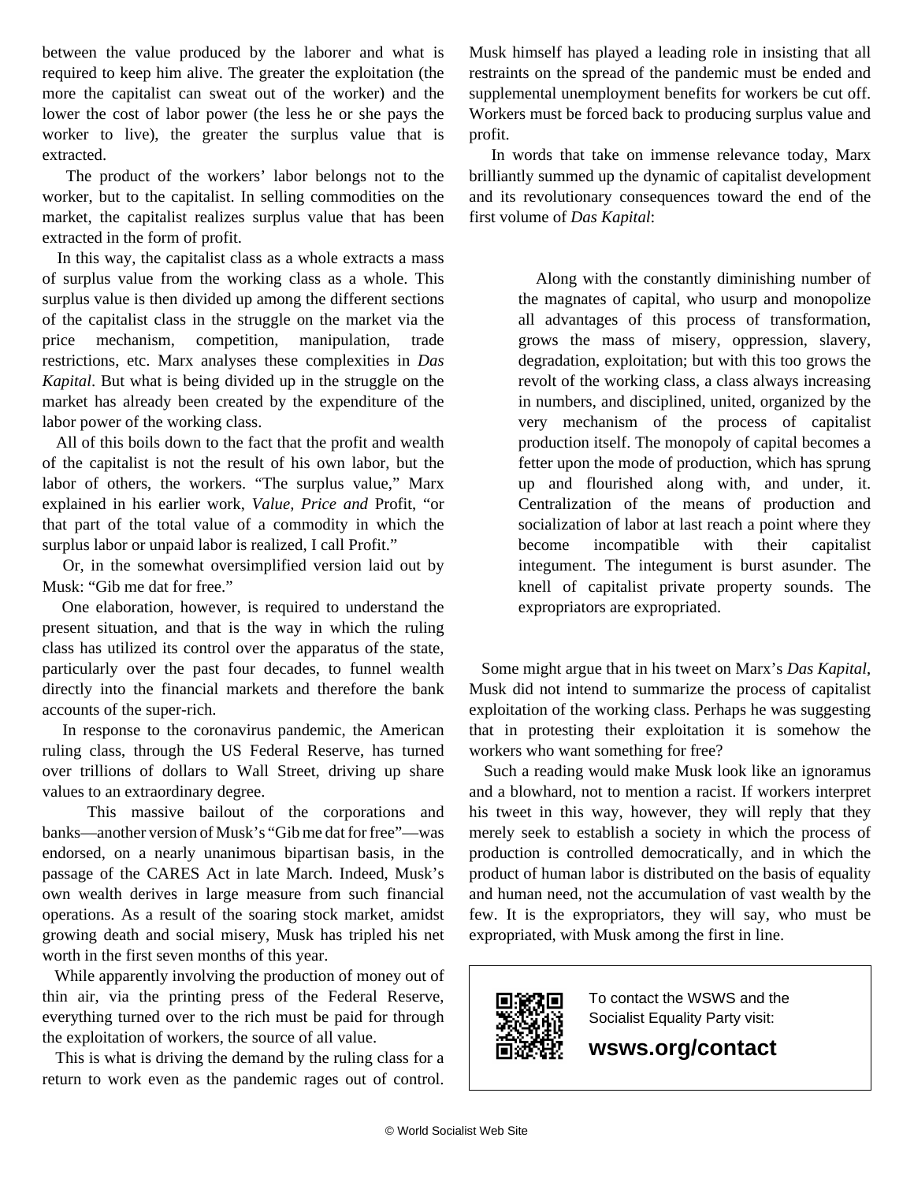between the value produced by the laborer and what is required to keep him alive. The greater the exploitation (the more the capitalist can sweat out of the worker) and the lower the cost of labor power (the less he or she pays the worker to live), the greater the surplus value that is extracted.

The product of the workers' labor belongs not to the worker, but to the capitalist. In selling commodities on the market, the capitalist realizes surplus value that has been extracted in the form of profit.

In this way, the capitalist class as a whole extracts a mass of surplus value from the working class as a whole. This surplus value is then divided up among the different sections of the capitalist class in the struggle on the market via the price mechanism, competition, manipulation, trade restrictions, etc. Marx analyses these complexities in *Das Kapital*. But what is being divided up in the struggle on the market has already been created by the expenditure of the labor power of the working class.

All of this boils down to the fact that the profit and wealth of the capitalist is not the result of his own labor, but the labor of others, the workers. "The surplus value," Marx explained in his earlier work, *Value, Price and* Profit, "or that part of the total value of a commodity in which the surplus labor or unpaid labor is realized, I call Profit."

Or, in the somewhat oversimplified version laid out by Musk: "Gib me dat for free."

One elaboration, however, is required to understand the present situation, and that is the way in which the ruling class has utilized its control over the apparatus of the state, particularly over the past four decades, to funnel wealth directly into the financial markets and therefore the bank accounts of the super-rich.

In response to the coronavirus pandemic, the American ruling class, through the US Federal Reserve, has turned over trillions of dollars to Wall Street, driving up share values to an extraordinary degree.

This massive bailout of the corporations and banks—another version of Musk's "Gib me dat for free"—was endorsed, on a nearly unanimous bipartisan basis, in the passage of the CARES Act in late March. Indeed, Musk's own wealth derives in large measure from such financial operations. As a result of the soaring stock market, amidst growing death and social misery, Musk has tripled his net worth in the first seven months of this year.

While apparently involving the production of money out of thin air, via the printing press of the Federal Reserve, everything turned over to the rich must be paid for through the exploitation of workers, the source of all value.

This is what is driving the demand by the ruling class for a return to work even as the pandemic rages out of control. Musk himself has played a leading role in insisting that all restraints on the spread of the pandemic must be ended and supplemental unemployment benefits for workers be cut off. Workers must be forced back to producing surplus value and profit.

In words that take on immense relevance today, Marx brilliantly summed up the dynamic of capitalist development and its revolutionary consequences toward the end of the first volume of *Das Kapital*:

> Along with the constantly diminishing number of the magnates of capital, who usurp and monopolize all advantages of this process of transformation, grows the mass of misery, oppression, slavery, degradation, exploitation; but with this too grows the revolt of the working class, a class always increasing in numbers, and disciplined, united, organized by the very mechanism of the process of capitalist production itself. The monopoly of capital becomes a fetter upon the mode of production, which has sprung up and flourished along with, and under, it. Centralization of the means of production and socialization of labor at last reach a point where they become incompatible with their capitalist integument. The integument is burst asunder. The knell of capitalist private property sounds. The expropriators are expropriated.

Some might argue that in his tweet on Marx's *Das Kapital*, Musk did not intend to summarize the process of capitalist exploitation of the working class. Perhaps he was suggesting that in protesting their exploitation it is somehow the workers who want something for free?

Such a reading would make Musk look like an ignoramus and a blowhard, not to mention a racist. If workers interpret his tweet in this way, however, they will reply that they merely seek to establish a society in which the process of production is controlled democratically, and in which the product of human labor is distributed on the basis of equality and human need, not the accumulation of vast wealth by the few. It is the expropriators, they will say, who must be expropriated, with Musk among the first in line.

To contact the WSWS and the Socialist Equality Party visit:

**wsws.org/contact**